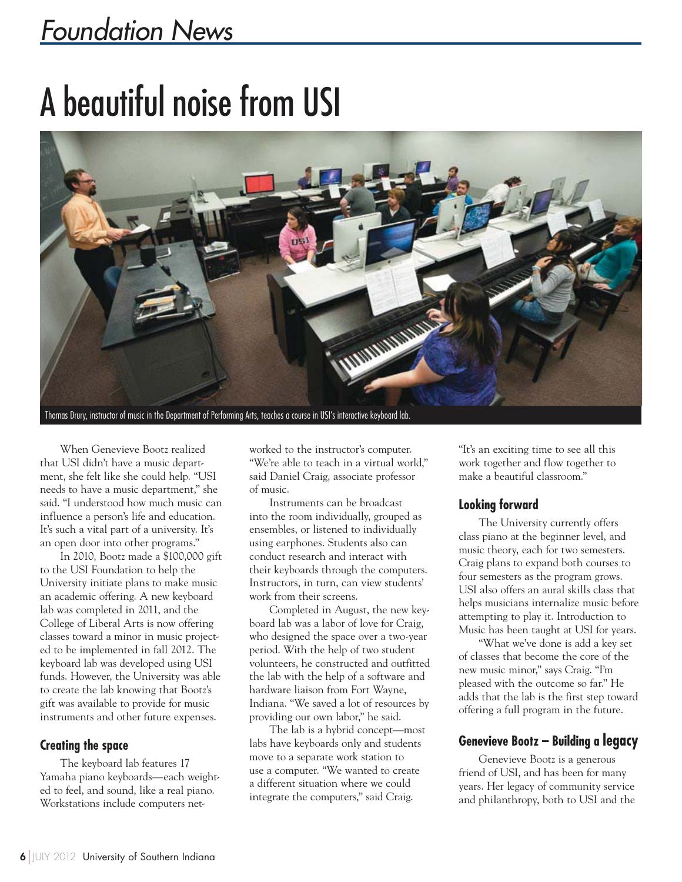# A beautiful noise from USI

Thomas Drury, instructor of music in the Department of Performing Arts, teaches a course in USI's interactive keyboard lab.

When Genevieve Bootz realized that USI didn't have a music department, she felt like she could help. "USI needs to have a music department," she said. "I understood how much music can influence a person's life and education. It's such a vital part of a university. It's an open door into other programs."

In 2010, Bootz made a $100,000 gift to the USI Foundation to help the University initiate plans to make music an academic offering. A new keyboard lab was completed in 2011, and the College of Liberal Arts is now offering classes toward a minor in music projected to be implemented in fall 2012. The keyboard lab was developed using USI funds. However, the University was able to create the lab knowing that Bootz's gift was available to provide for music instruments and other future expenses.

## Creating the space

The keyboard lab features 17 Yamaha piano keyboards—each weighted to feel, and sound, like a real piano. Workstations include computers networked to the instructor's computer. "We're able to teach in a virtual world," said Daniel Craig, associate professor of music.

Instruments can be broadcast into the room individually, grouped as ensembles, or listened to individually using earphones. Students also can conduct research and interact with their keyboards through the computers. Instructors, in turn, can view students' work from their screens.

Completed in August, the new keyboard lab was a labor of love for Craig, who designed the space over a two-year period. With the help of two student volunteers, he constructed and outfitted the lab with the help of a software and hardware liaison from Fort Wayne, Indiana. "We saved a lot of resources by providing our own labor," he said.

The lab is a hybrid concept—most labs have keyboards only and students move to a separate work station to use a computer. "We wanted to create a different situation where we could integrate the computers," said Craig. "It's an exciting time to see all this work together and flow together to make a beautiful classroom."

## Looking forward

The University currently offers class piano at the beginner level, and music theory, each for two semesters. Craig plans to expand both courses to four semesters as the program grows. USI also offers an aural skills class that helps musicians internalize music before attempting to play it. Introduction to Music has been taught at USI for years.

"What we've done is add a key set of classes that become the core of the new music minor," says Craig. "I'm pleased with the outcome so far." He adds that the lab is the first step toward offering a full program in the future.

## Genevieve Bootz – Building a legacy

Genevieve Bootz is a generous friend of USI, and has been for many years. Her legacy of community service and philanthropy, both to USI and the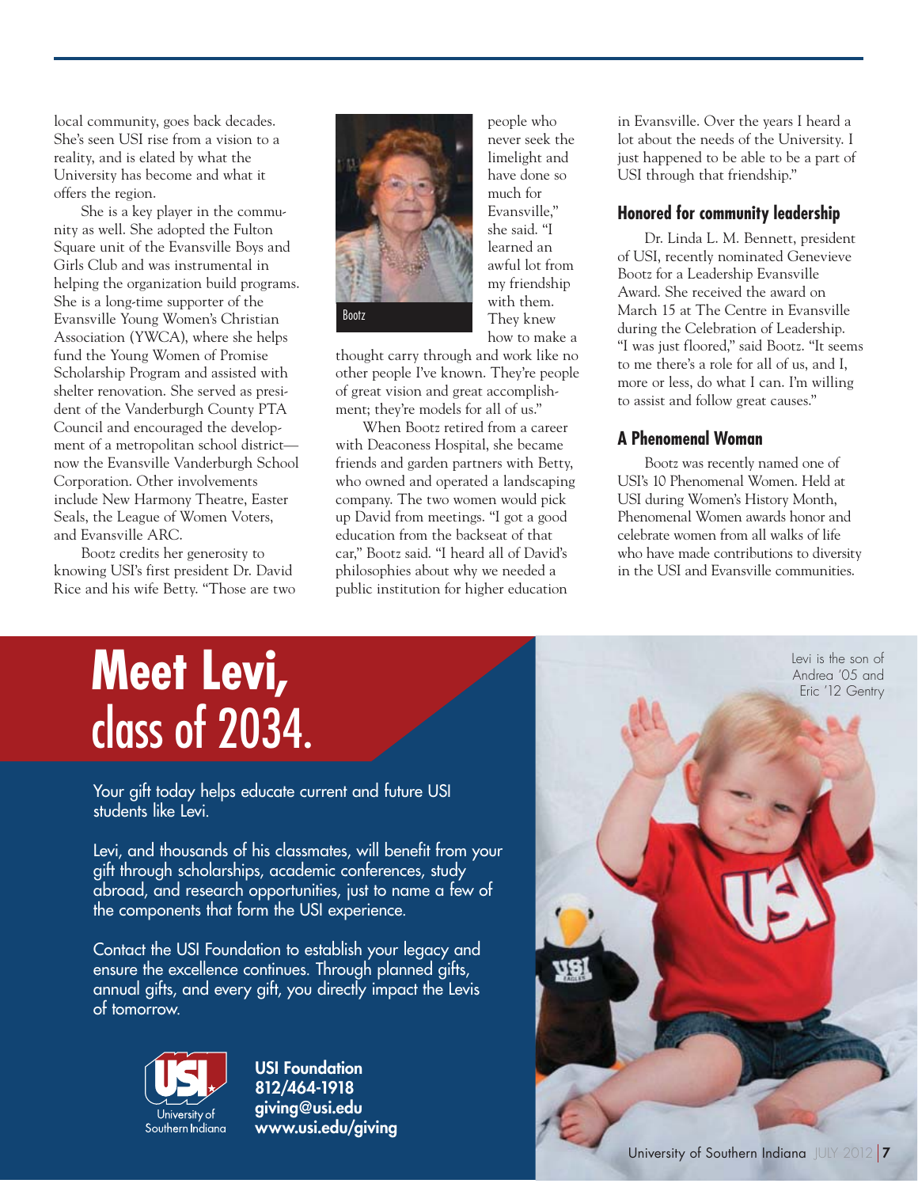local community, goes back decades. She's seen USI rise from a vision to a reality, and is elated by what the University has become and what it offers the region.

She is a key player in the community as well. She adopted the Fulton Square unit of the Evansville Boys and Girls Club and was instrumental in helping the organization build programs. She is a long-time supporter of the Evansville Young Women's Christian Association (YWCA), where she helps fund the Young Women of Promise Scholarship Program and assisted with shelter renovation. She served as president of the Vanderburgh County PTA Council and encouraged the development of a metropolitan school district—now the Evansville Vanderburgh School Corporation. Other involvements include New Harmony Theatre, Easter Seals, the League of Women Voters, and Evansville ARC.

Bootz credits her generosity to knowing USI's first president Dr. David Rice and his wife Betty. "Those are two people who never seek the limelight and have done so much for Evansville," she said. "I learned an awful lot from my friendship with them. They knew how to make a thought carry through and work like no other people I've known. They're people of great vision and great accomplishment; they're models for all of us."

Bootz

When Bootz retired from a career with Deaconess Hospital, she became friends and garden partners with Betty, who owned and operated a landscaping company. The two women would pick up David from meetings. "I got a good education from the backseat of that car," Bootz said. "I heard all of David's philosophies about why we needed a public institution for higher education in Evansville. Over the years I heard a lot about the needs of the University. I just happened to be able to be a part of USI through that friendship."

## Honored for community leadership

Dr. Linda L. M. Bennett, president of USI, recently nominated Genevieve Bootz for a Leadership Evansville Award. She received the award on March 15 at The Centre in Evansville during the Celebration of Leadership. "I was just floored," said Bootz. "It seems to me there's a role for all of us, and I, more or less, do what I can. I'm willing to assist and follow great causes."

## A Phenomenal Woman

Bootz was recently named one of USI's 10 Phenomenal Women. Held at USI during Women's History Month, Phenomenal Women awards honor and celebrate women from all walks of life who have made contributions to diversity in the USI and Evansville communities.

# Meet Levi, class of 2034.

Your gift today helps educate current and future USI students like Levi.

Levi, and thousands of his classmates, will benefit from your gift through scholarships, academic conferences, study abroad, and research opportunities, just to name a few of the components that form the USI experience.

Contact the USI Foundation to establish your legacy and ensure the excellence continues. Through planned gifts, annual gifts, and every gift, you directly impact the Levis of tomorrow.

University of Southern Indiana

**USI Foundation**
**812/464-1918**
**giving@usi.edu**
**www.usi.edu/giving**

Levi is the son of Andrea '05 and Eric '12 Gentry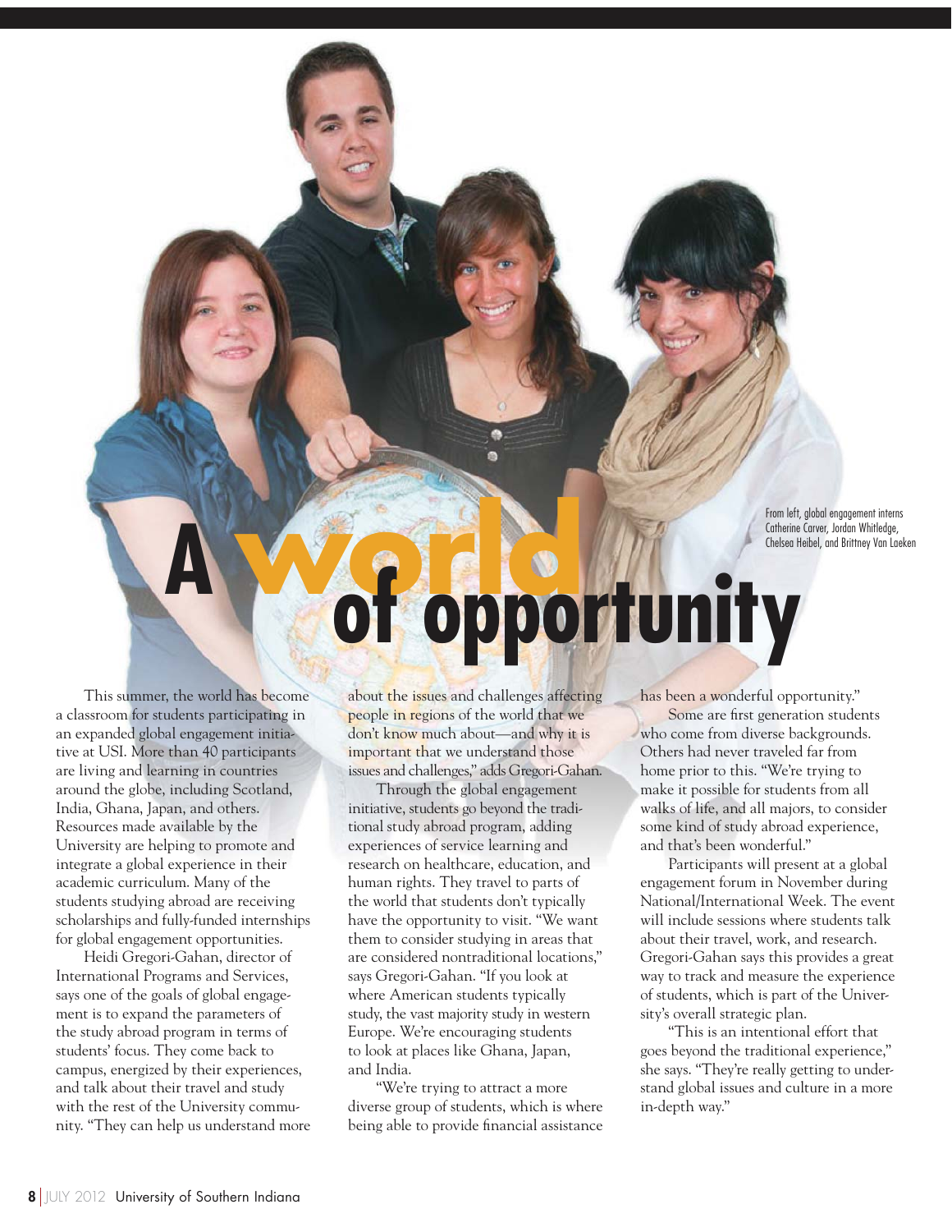# A world of opportunity

From left, global engagement interns Catherine Carver, Jordan Whitledge, Chelsea Heibel, and Brittney Van Laeken

This summer, the world has become a classroom for students participating in an expanded global engagement initiative at USI. More than 40 participants are living and learning in countries around the globe, including Scotland, India, Ghana, Japan, and others. Resources made available by the University are helping to promote and integrate a global experience in their academic curriculum. Many of the students studying abroad are receiving scholarships and fully-funded internships for global engagement opportunities.

Heidi Gregori-Gahan, director of International Programs and Services, says one of the goals of global engagement is to expand the parameters of the study abroad program in terms of students' focus. They come back to campus, energized by their experiences, and talk about their travel and study with the rest of the University community. "They can help us understand more about the issues and challenges affecting people in regions of the world that we don't know much about—and why it is important that we understand those issues and challenges," adds Gregori-Gahan.

Through the global engagement initiative, students go beyond the traditional study abroad program, adding experiences of service learning and research on healthcare, education, and human rights. They travel to parts of the world that students don't typically have the opportunity to visit. "We want them to consider studying in areas that are considered nontraditional locations," says Gregori-Gahan. "If you look at where American students typically study, the vast majority study in western Europe. We're encouraging students to look at places like Ghana, Japan, and India.

"We're trying to attract a more diverse group of students, which is where being able to provide financial assistance has been a wonderful opportunity."

Some are first generation students who come from diverse backgrounds. Others had never traveled far from home prior to this. "We're trying to make it possible for students from all walks of life, and all majors, to consider some kind of study abroad experience, and that's been wonderful."

Participants will present at a global engagement forum in November during National/International Week. The event will include sessions where students talk about their travel, work, and research. Gregori-Gahan says this provides a great way to track and measure the experience of students, which is part of the University's overall strategic plan.

"This is an intentional effort that goes beyond the traditional experience," she says. "They're really getting to understand global issues and culture in a more in-depth way."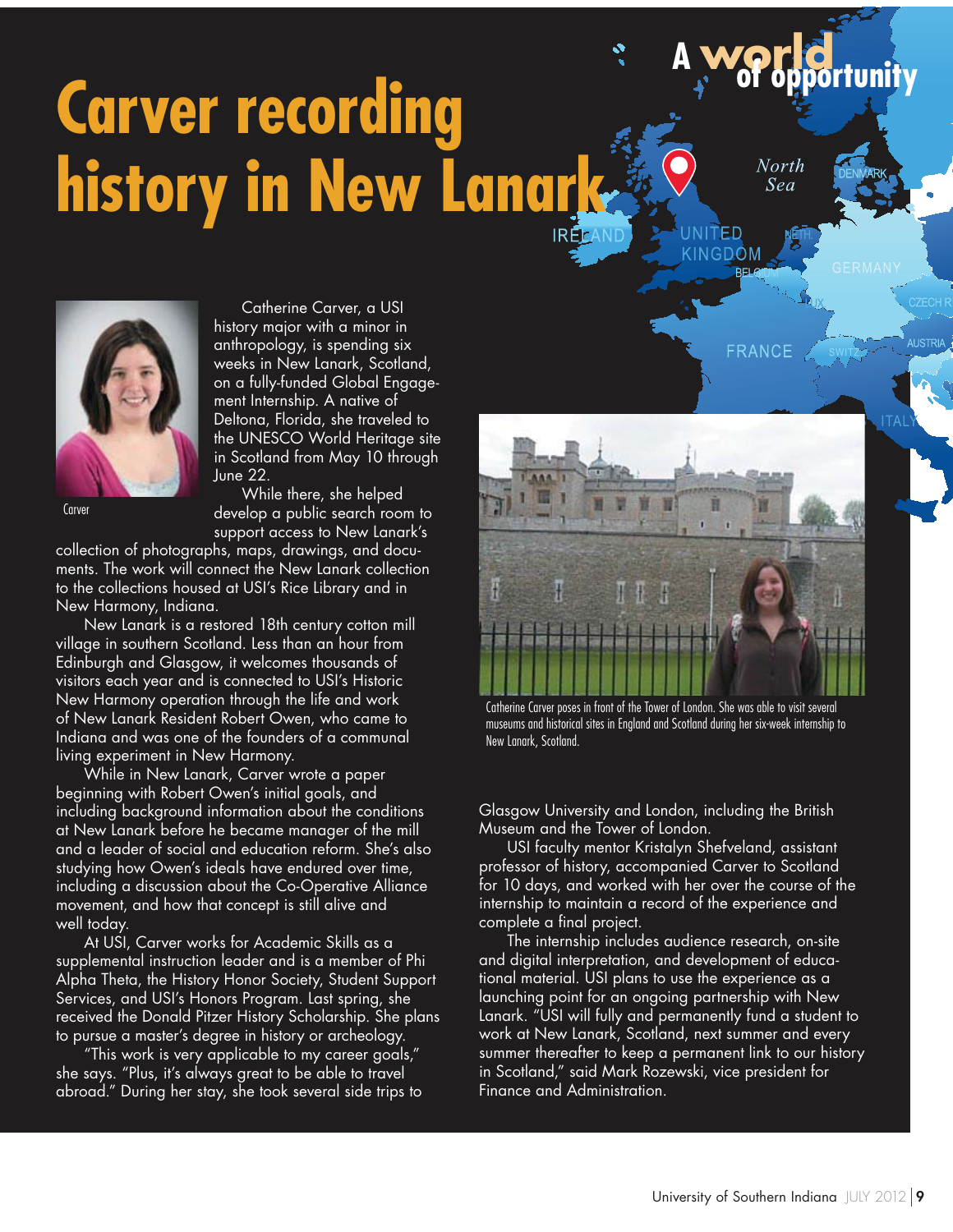# Carver recording history in New Lanark

A world of opportunity

Carver

Catherine Carver, a USI history major with a minor in anthropology, is spending six weeks in New Lanark, Scotland, on a fully-funded Global Engagement Internship. A native of Deltona, Florida, she traveled to the UNESCO World Heritage site in Scotland from May 10 through June 22.

While there, she helped develop a public search room to support access to New Lanark's collection of photographs, maps, drawings, and documents. The work will connect the New Lanark collection to the collections housed at USI's Rice Library and in New Harmony, Indiana.

New Lanark is a restored 18th century cotton mill village in southern Scotland. Less than an hour from Edinburgh and Glasgow, it welcomes thousands of visitors each year and is connected to USI's Historic New Harmony operation through the life and work of New Lanark Resident Robert Owen, who came to Indiana and was one of the founders of a communal living experiment in New Harmony.

While in New Lanark, Carver wrote a paper beginning with Robert Owen's initial goals, and including background information about the conditions at New Lanark before he became manager of the mill and a leader of social and education reform. She's also studying how Owen's ideals have endured over time, including a discussion about the Co-Operative Alliance movement, and how that concept is still alive and well today.

At USI, Carver works for Academic Skills as a supplemental instruction leader and is a member of Phi Alpha Theta, the History Honor Society, Student Support Services, and USI's Honors Program. Last spring, she received the Donald Pitzer History Scholarship. She plans to pursue a master's degree in history or archeology.

"This work is very applicable to my career goals," she says. "Plus, it's always great to be able to travel abroad." During her stay, she took several side trips to Glasgow University and London, including the British Museum and the Tower of London.

Catherine Carver poses in front of the Tower of London. She was able to visit several museums and historical sites in England and Scotland during her six-week internship to New Lanark, Scotland.

USI faculty mentor Kristalyn Shefveland, assistant professor of history, accompanied Carver to Scotland for 10 days, and worked with her over the course of the internship to maintain a record of the experience and complete a final project.

The internship includes audience research, on-site and digital interpretation, and development of educational material. USI plans to use the experience as a launching point for an ongoing partnership with New Lanark. "USI will fully and permanently fund a student to work at New Lanark, Scotland, next summer and every summer thereafter to keep a permanent link to our history in Scotland," said Mark Rozewski, vice president for Finance and Administration.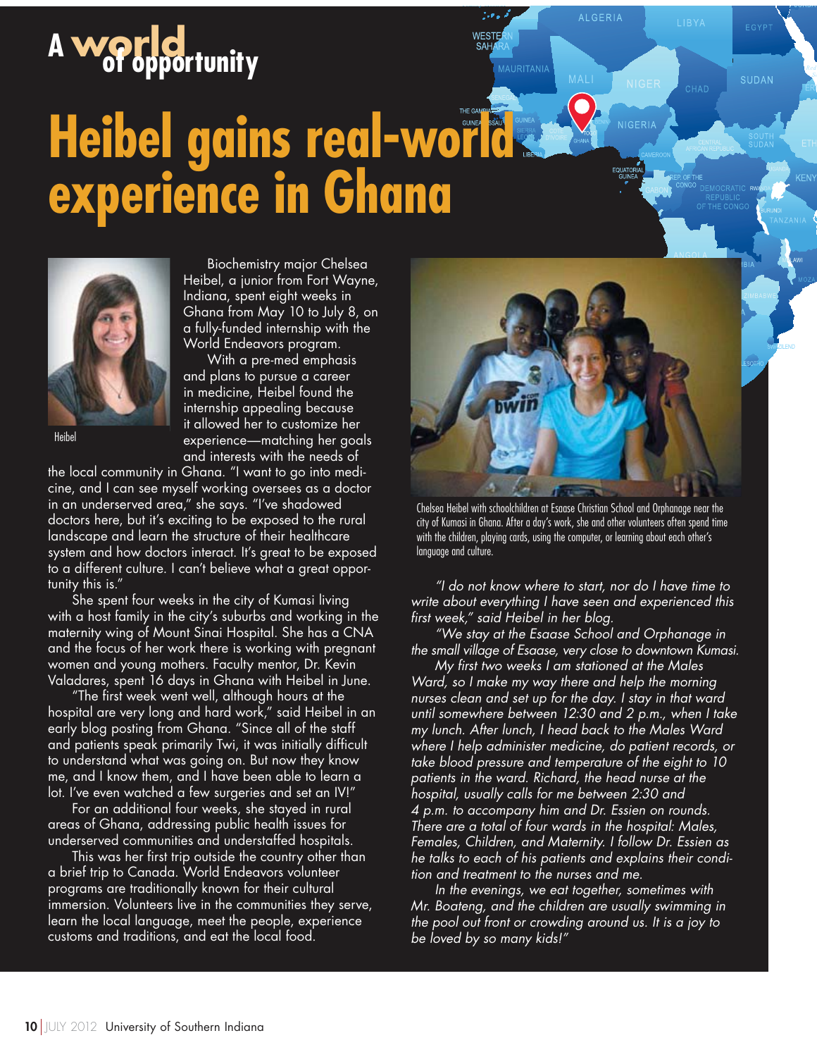A world of opportunity

# Heibel gains real-world experience in Ghana

Heibel

Biochemistry major Chelsea Heibel, a junior from Fort Wayne, Indiana, spent eight weeks in Ghana from May 10 to July 8, on a fully-funded internship with the World Endeavors program.

With a pre-med emphasis and plans to pursue a career in medicine, Heibel found the internship appealing because it allowed her to customize her experience—matching her goals and interests with the needs of the local community in Ghana. "I want to go into medicine, and I can see myself working oversees as a doctor in an underserved area," she says. "I've shadowed doctors here, but it's exciting to be exposed to the rural landscape and learn the structure of their healthcare system and how doctors interact. It's great to be exposed to a different culture. I can't believe what a great opportunity this is."

She spent four weeks in the city of Kumasi living with a host family in the city's suburbs and working in the maternity wing of Mount Sinai Hospital. She has a CNA and the focus of her work there is working with pregnant women and young mothers. Faculty mentor, Dr. Kevin Valadares, spent 16 days in Ghana with Heibel in June.

"The first week went well, although hours at the hospital are very long and hard work," said Heibel in an early blog posting from Ghana. "Since all of the staff and patients speak primarily Twi, it was initially difficult to understand what was going on. But now they know me, and I know them, and I have been able to learn a lot. I've even watched a few surgeries and set an IV!"

For an additional four weeks, she stayed in rural areas of Ghana, addressing public health issues for underserved communities and understaffed hospitals.

This was her first trip outside the country other than a brief trip to Canada. World Endeavors volunteer programs are traditionally known for their cultural immersion. Volunteers live in the communities they serve, learn the local language, meet the people, experience customs and traditions, and eat the local food.

Chelsea Heibel with schoolchildren at Esaase Christian School and Orphanage near the city of Kumasi in Ghana. After a day's work, she and other volunteers often spend time with the children, playing cards, using the computer, or learning about each other's language and culture.

*"I do not know where to start, nor do I have time to write about everything I have seen and experienced this first week," said Heibel in her blog.*

*"We stay at the Esaase School and Orphanage in the small village of Esaase, very close to downtown Kumasi.*

*My first two weeks I am stationed at the Males Ward, so I make my way there and help the morning nurses clean and set up for the day. I stay in that ward until somewhere between 12:30 and 2 p.m., when I take my lunch. After lunch, I head back to the Males Ward where I help administer medicine, do patient records, or take blood pressure and temperature of the eight to 10 patients in the ward. Richard, the head nurse at the hospital, usually calls for me between 2:30 and 4 p.m. to accompany him and Dr. Essien on rounds. There are a total of four wards in the hospital: Males, Females, Children, and Maternity. I follow Dr. Essien as he talks to each of his patients and explains their condition and treatment to the nurses and me.*

*In the evenings, we eat together, sometimes with Mr. Boateng, and the children are usually swimming in the pool out front or crowding around us. It is a joy to be loved by so many kids!"*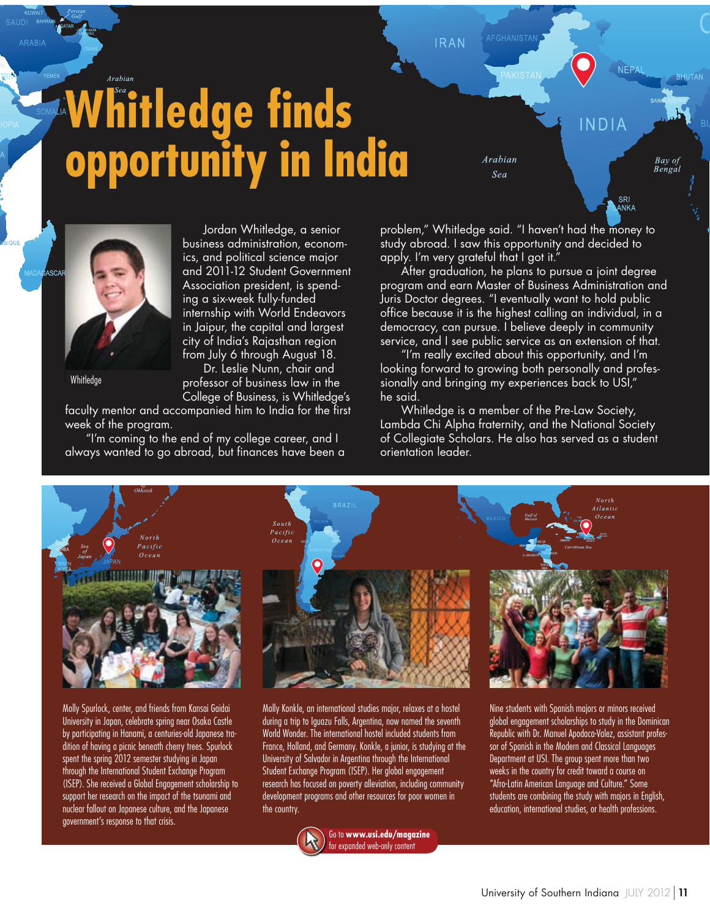# Whitledge finds opportunity in India

Whitledge

Jordan Whitledge, a senior business administration, economics, and political science major and 2011-12 Student Government Association president, is spending a six-week fully-funded internship with World Endeavors in Jaipur, the capital and largest city of India's Rajasthan region from July 6 through August 18.

Dr. Leslie Nunn, chair and professor of business law in the College of Business, is Whitledge's faculty mentor and accompanied him to India for the first week of the program.

"I'm coming to the end of my college career, and I always wanted to go abroad, but finances have been a problem," Whitledge said. "I haven't had the money to study abroad. I saw this opportunity and decided to apply. I'm very grateful that I got it."

After graduation, he plans to pursue a joint degree program and earn Master of Business Administration and Juris Doctor degrees. "I eventually want to hold public office because it is the highest calling an individual, in a democracy, can pursue. I believe deeply in community service, and I see public service as an extension of that.

"I'm really excited about this opportunity, and I'm looking forward to growing both personally and professionally and bringing my experiences back to USI," he said.

Whitledge is a member of the Pre-Law Society, Lambda Chi Alpha fraternity, and the National Society of Collegiate Scholars. He also has served as a student orientation leader.

Molly Spurlock, center, and friends from Kansai Gaidai University in Japan, celebrate spring near Osaka Castle by participating in Hanami, a centuries-old Japanese tradition of having a picnic beneath cherry trees. Spurlock spent the spring 2012 semester studying in Japan through the International Student Exchange Program (ISEP). She received a Global Engagement scholarship to support her research on the impact of the tsunami and nuclear fallout on Japanese culture, and the Japanese government's response to that crisis.

Molly Konkle, an international studies major, relaxes at a hostel during a trip to Iguazu Falls, Argentina, now named the seventh World Wonder. The international hostel included students from France, Holland, and Germany. Konkle, a junior, is studying at the University of Salvador in Argentina through the International Student Exchange Program (ISEP). Her global engagement research has focused on poverty alleviation, including community development programs and other resources for poor women in the country.

Nine students with Spanish majors or minors received global engagement scholarships to study in the Dominican Republic with Dr. Manuel Apodaca-Valez, assistant professor of Spanish in the Modern and Classical Languages Department at USI. The group spent more than two weeks in the country for credit toward a course on "Afro-Latin American Language and Culture." Some students are combining the study with majors in English, education, international studies, or health professions.

Go to **www.usi.edu/magazine** for expanded web-only content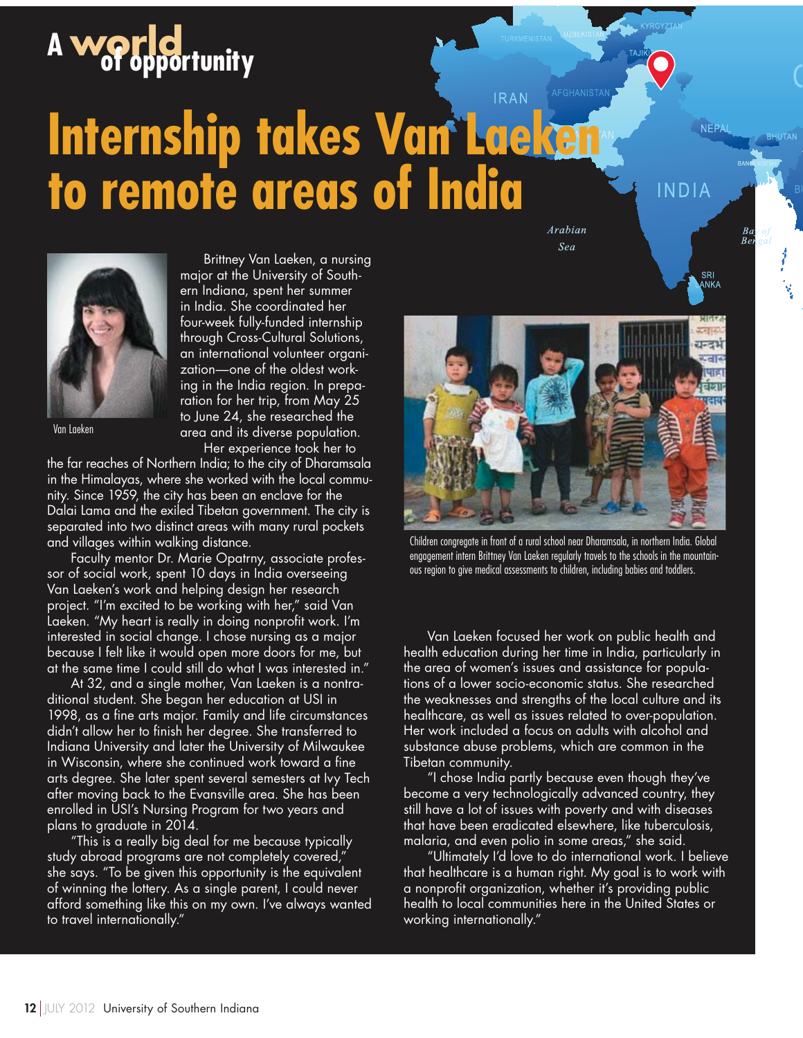A world of opportunity

# Internship takes Van Laeken to remote areas of India

Van Laeken

Brittney Van Laeken, a nursing major at the University of Southern Indiana, spent her summer in India. She coordinated her four-week fully-funded internship through Cross-Cultural Solutions, an international volunteer organization—one of the oldest working in the India region. In preparation for her trip, from May 25 to June 24, she researched the area and its diverse population.

Her experience took her to the far reaches of Northern India; to the city of Dharamsala in the Himalayas, where she worked with the local community. Since 1959, the city has been an enclave for the Dalai Lama and the exiled Tibetan government. The city is separated into two distinct areas with many rural pockets and villages within walking distance.

Faculty mentor Dr. Marie Opatrny, associate professor of social work, spent 10 days in India overseeing Van Laeken's work and helping design her research project. "I'm excited to be working with her," said Van Laeken. "My heart is really in doing nonprofit work. I'm interested in social change. I chose nursing as a major because I felt like it would open more doors for me, but at the same time I could still do what I was interested in."

At 32, and a single mother, Van Laeken is a nontraditional student. She began her education at USI in 1998, as a fine arts major. Family and life circumstances didn't allow her to finish her degree. She transferred to Indiana University and later the University of Milwaukee in Wisconsin, where she continued work toward a fine arts degree. She later spent several semesters at Ivy Tech after moving back to the Evansville area. She has been enrolled in USI's Nursing Program for two years and plans to graduate in 2014.

"This is a really big deal for me because typically study abroad programs are not completely covered," she says. "To be given this opportunity is the equivalent of winning the lottery. As a single parent, I could never afford something like this on my own. I've always wanted to travel internationally."

Children congregate in front of a rural school near Dharamsala, in northern India. Global engagement intern Brittney Van Laeken regularly travels to the schools in the mountainous region to give medical assessments to children, including babies and toddlers.

Van Laeken focused her work on public health and health education during her time in India, particularly in the area of women's issues and assistance for populations of a lower socio-economic status. She researched the weaknesses and strengths of the local culture and its healthcare, as well as issues related to over-population. Her work included a focus on adults with alcohol and substance abuse problems, which are common in the Tibetan community.

"I chose India partly because even though they've become a very technologically advanced country, they still have a lot of issues with poverty and with diseases that have been eradicated elsewhere, like tuberculosis, malaria, and even polio in some areas," she said.

"Ultimately I'd love to do international work. I believe that healthcare is a human right. My goal is to work with a nonprofit organization, whether it's providing public health to local communities here in the United States or working internationally."